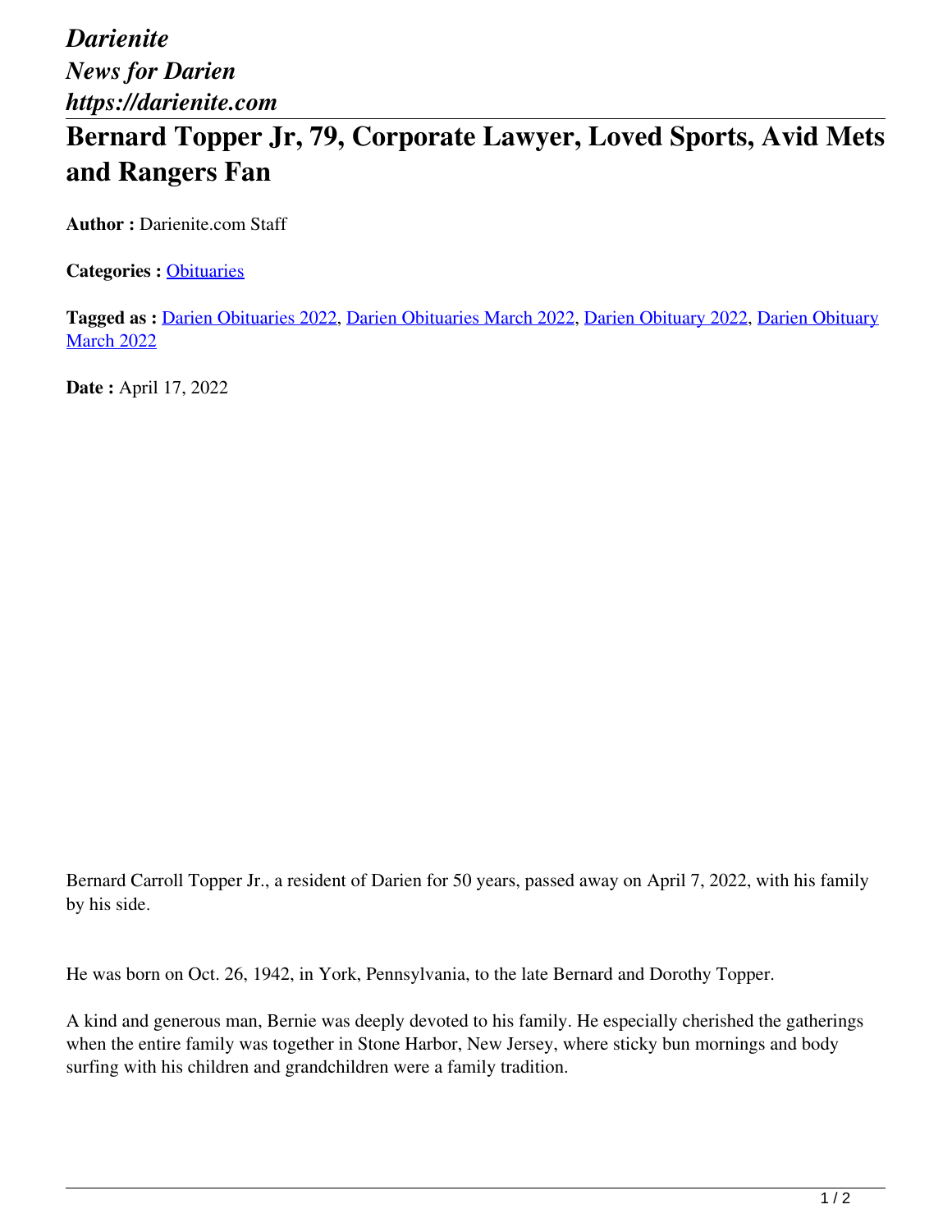*Darienite*
*News for Darien*
*https://darienite.com*

# Bernard Topper Jr, 79, Corporate Lawyer, Loved Sports, Avid Mets and Rangers Fan

**Author :** Darienite.com Staff

**Categories :** Obituaries

**Tagged as :** Darien Obituaries 2022, Darien Obituaries March 2022, Darien Obituary 2022, Darien Obituary March 2022

**Date :** April 17, 2022

Bernard Carroll Topper Jr., a resident of Darien for 50 years, passed away on April 7, 2022, with his family by his side.

He was born on Oct. 26, 1942, in York, Pennsylvania, to the late Bernard and Dorothy Topper.

A kind and generous man, Bernie was deeply devoted to his family. He especially cherished the gatherings when the entire family was together in Stone Harbor, New Jersey, where sticky bun mornings and body surfing with his children and grandchildren were a family tradition.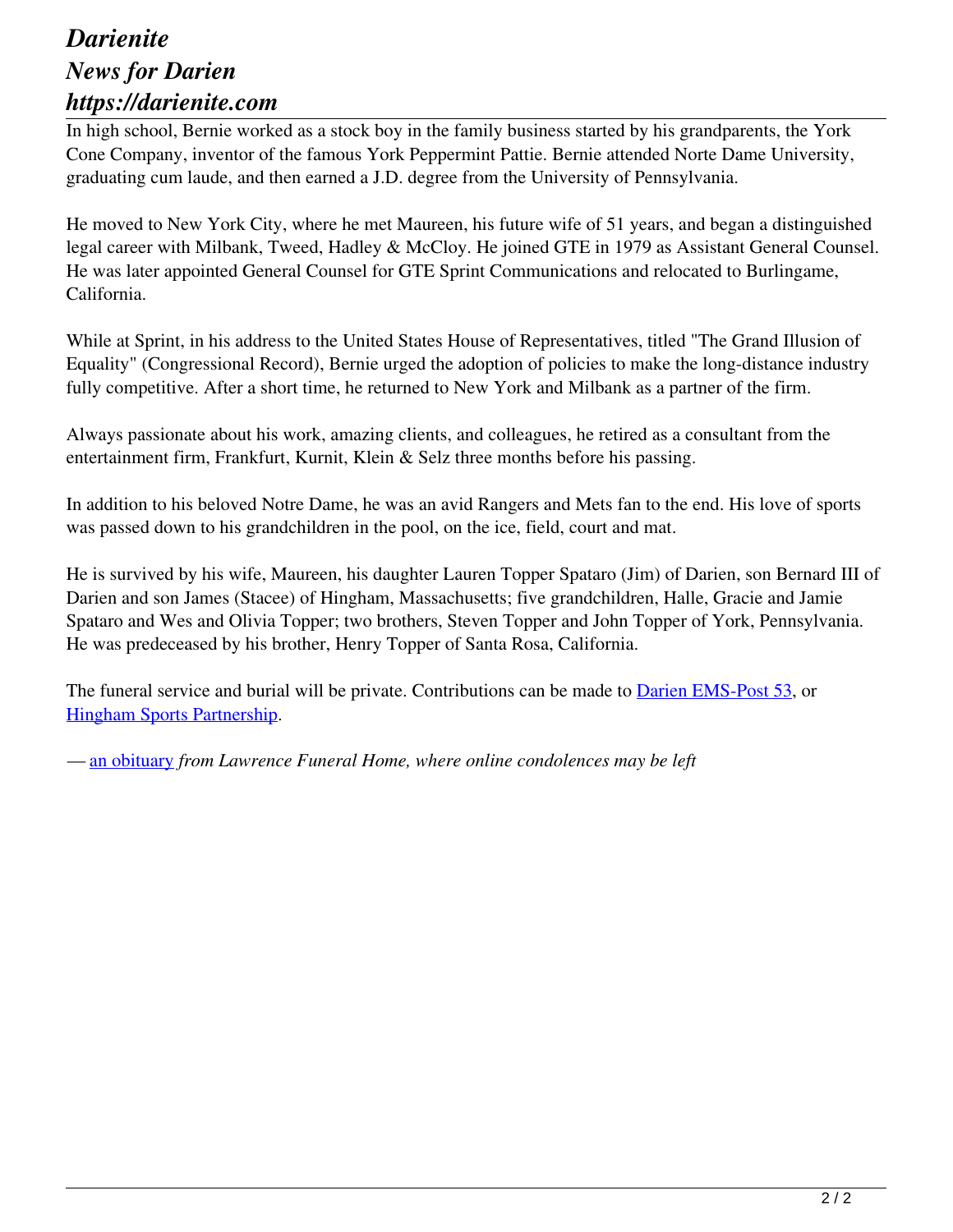In high school, Bernie worked as a stock boy in the family business started by his grandparents, the York Cone Company, inventor of the famous York Peppermint Pattie. Bernie attended Norte Dame University, graduating cum laude, and then earned a J.D. degree from the University of Pennsylvania.

He moved to New York City, where he met Maureen, his future wife of 51 years, and began a distinguished legal career with Milbank, Tweed, Hadley & McCloy. He joined GTE in 1979 as Assistant General Counsel. He was later appointed General Counsel for GTE Sprint Communications and relocated to Burlingame, California.

While at Sprint, in his address to the United States House of Representatives, titled "The Grand Illusion of Equality" (Congressional Record), Bernie urged the adoption of policies to make the long-distance industry fully competitive. After a short time, he returned to New York and Milbank as a partner of the firm.

Always passionate about his work, amazing clients, and colleagues, he retired as a consultant from the entertainment firm, Frankfurt, Kurnit, Klein & Selz three months before his passing.

In addition to his beloved Notre Dame, he was an avid Rangers and Mets fan to the end. His love of sports was passed down to his grandchildren in the pool, on the ice, field, court and mat.

He is survived by his wife, Maureen, his daughter Lauren Topper Spataro (Jim) of Darien, son Bernard III of Darien and son James (Stacee) of Hingham, Massachusetts; five grandchildren, Halle, Gracie and Jamie Spataro and Wes and Olivia Topper; two brothers, Steven Topper and John Topper of York, Pennsylvania. He was predeceased by his brother, Henry Topper of Santa Rosa, California.

The funeral service and burial will be private. Contributions can be made to Darien EMS-Post 53, or Hingham Sports Partnership.

— an obituary *from Lawrence Funeral Home, where online condolences may be left*